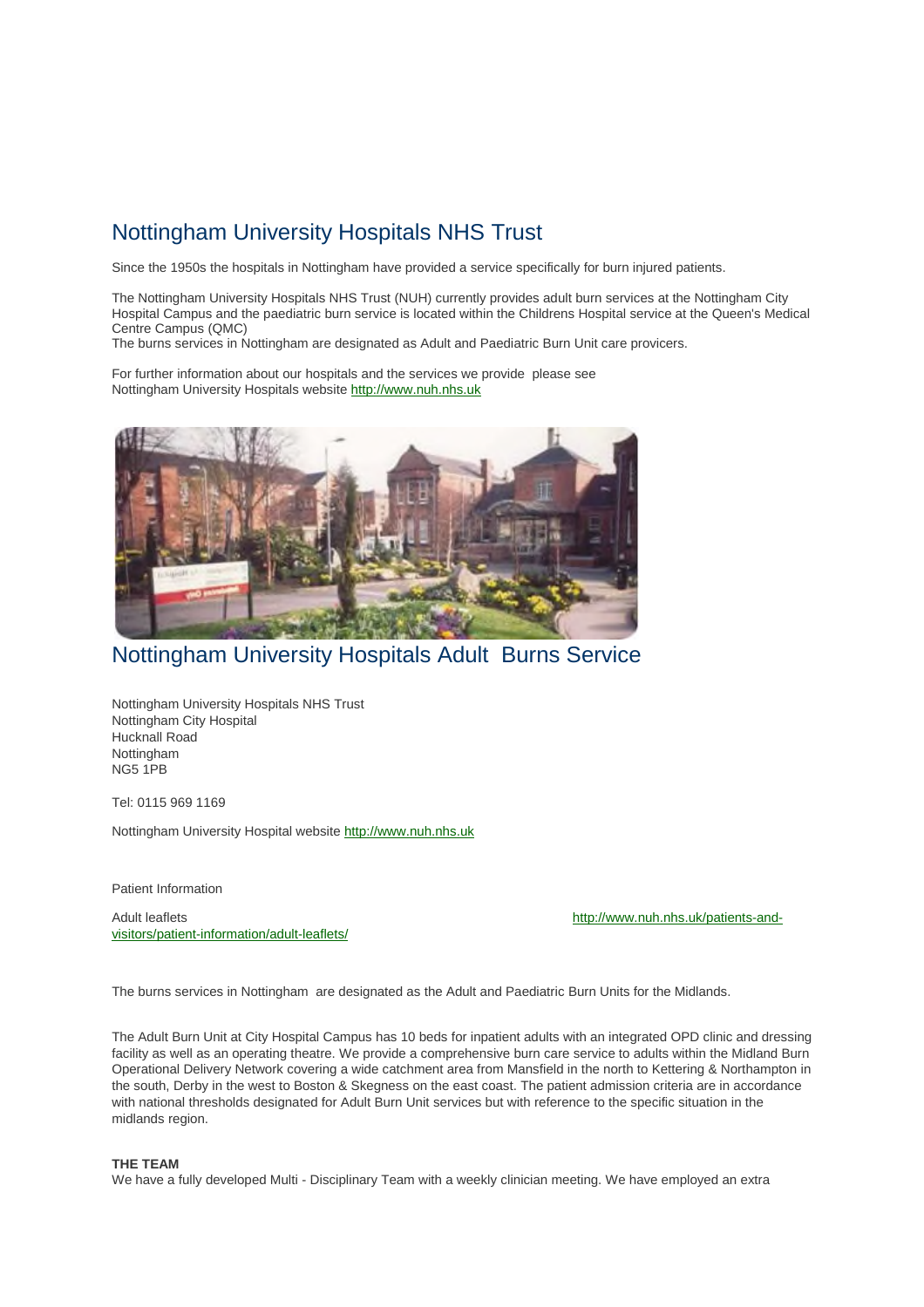# Nottingham University Hospitals NHS Trust

Since the 1950s the hospitals in Nottingham have provided a service specifically for burn injured patients.

The Nottingham University Hospitals NHS Trust (NUH) currently provides adult burn services at the Nottingham City Hospital Campus and the paediatric burn service is located within the Childrens Hospital service at the Queen's Medical Centre Campus (QMC)
The burns services in Nottingham are designated as Adult and Paediatric Burn Unit care provicers.

For further information about our hospitals and the services we provide please see
Nottingham University Hospitals website http://www.nuh.nhs.uk

# Nottingham University Hospitals Adult Burns Service

Nottingham University Hospitals NHS Trust
Nottingham City Hospital
Hucknall Road
Nottingham
NG5 1PB

Tel: 0115 969 1169

Nottingham University Hospital website http://www.nuh.nhs.uk

Patient Information

Adult leaflets http://www.nuh.nhs.uk/patients-and-visitors/patient-information/adult-leaflets/

The burns services in Nottingham are designated as the Adult and Paediatric Burn Units for the Midlands.

The Adult Burn Unit at City Hospital Campus has 10 beds for inpatient adults with an integrated OPD clinic and dressing facility as well as an operating theatre. We provide a comprehensive burn care service to adults within the Midland Burn Operational Delivery Network covering a wide catchment area from Mansfield in the north to Kettering & Northampton in the south, Derby in the west to Boston & Skegness on the east coast. The patient admission criteria are in accordance with national thresholds designated for Adult Burn Unit services but with reference to the specific situation in the midlands region.

**THE TEAM**

We have a fully developed Multi - Disciplinary Team with a weekly clinician meeting. We have employed an extra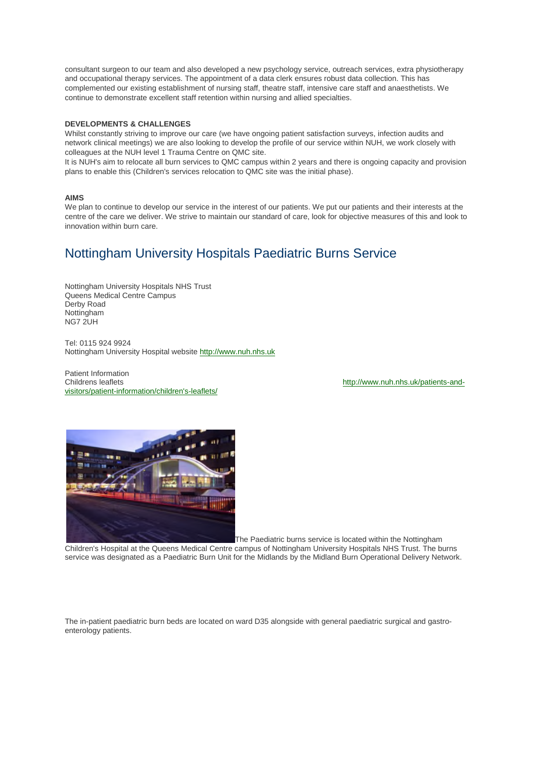consultant surgeon to our team and also developed a new psychology service, outreach services, extra physiotherapy and occupational therapy services. The appointment of a data clerk ensures robust data collection. This has complemented our existing establishment of nursing staff, theatre staff, intensive care staff and anaesthetists. We continue to demonstrate excellent staff retention within nursing and allied specialties.

**DEVELOPMENTS & CHALLENGES**

Whilst constantly striving to improve our care (we have ongoing patient satisfaction surveys, infection audits and network clinical meetings) we are also looking to develop the profile of our service within NUH, we work closely with colleagues at the NUH level 1 Trauma Centre on QMC site.

It is NUH's aim to relocate all burn services to QMC campus within 2 years and there is ongoing capacity and provision plans to enable this (Children's services relocation to QMC site was the initial phase).

**AIMS**

We plan to continue to develop our service in the interest of our patients. We put our patients and their interests at the centre of the care we deliver. We strive to maintain our standard of care, look for objective measures of this and look to innovation within burn care.

## Nottingham University Hospitals Paediatric Burns Service

Nottingham University Hospitals NHS Trust
Queens Medical Centre Campus
Derby Road
Nottingham
NG7 2UH

Tel: 0115 924 9924
Nottingham University Hospital website http://www.nuh.nhs.uk

Patient Information
Childrens leaflets http://www.nuh.nhs.uk/patients-and-visitors/patient-information/children's-leaflets/

The Paediatric burns service is located within the Nottingham Children's Hospital at the Queens Medical Centre campus of Nottingham University Hospitals NHS Trust. The burns service was designated as a Paediatric Burn Unit for the Midlands by the Midland Burn Operational Delivery Network.

The in-patient paediatric burn beds are located on ward D35 alongside with general paediatric surgical and gastro-enterology patients.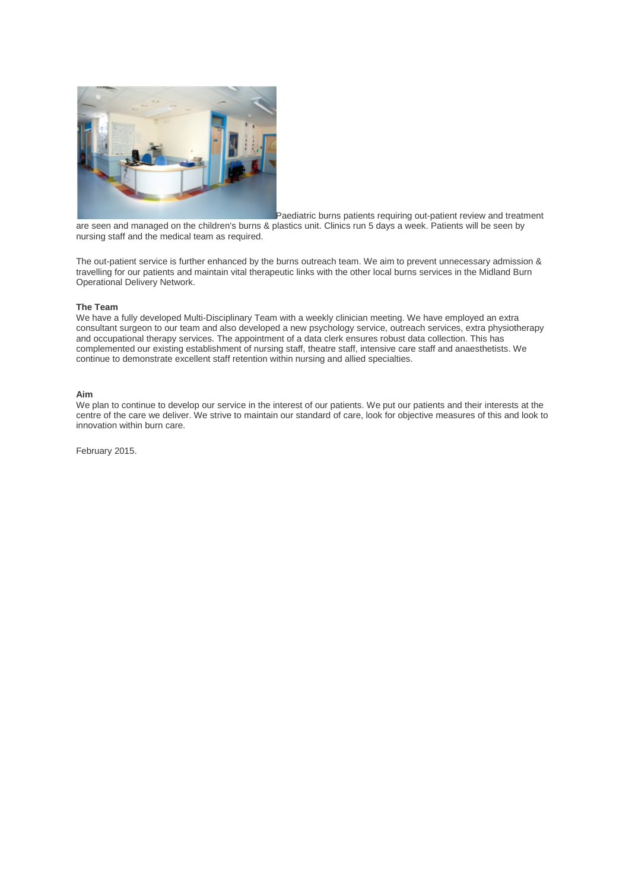Paediatric burns patients requiring out-patient review and treatment are seen and managed on the children's burns & plastics unit. Clinics run 5 days a week. Patients will be seen by nursing staff and the medical team as required.

The out-patient service is further enhanced by the burns outreach team. We aim to prevent unnecessary admission & travelling for our patients and maintain vital therapeutic links with the other local burns services in the Midland Burn Operational Delivery Network.

**The Team**

We have a fully developed Multi-Disciplinary Team with a weekly clinician meeting. We have employed an extra consultant surgeon to our team and also developed a new psychology service, outreach services, extra physiotherapy and occupational therapy services. The appointment of a data clerk ensures robust data collection. This has complemented our existing establishment of nursing staff, theatre staff, intensive care staff and anaesthetists. We continue to demonstrate excellent staff retention within nursing and allied specialties.

**Aim**

We plan to continue to develop our service in the interest of our patients. We put our patients and their interests at the centre of the care we deliver. We strive to maintain our standard of care, look for objective measures of this and look to innovation within burn care.

February 2015.